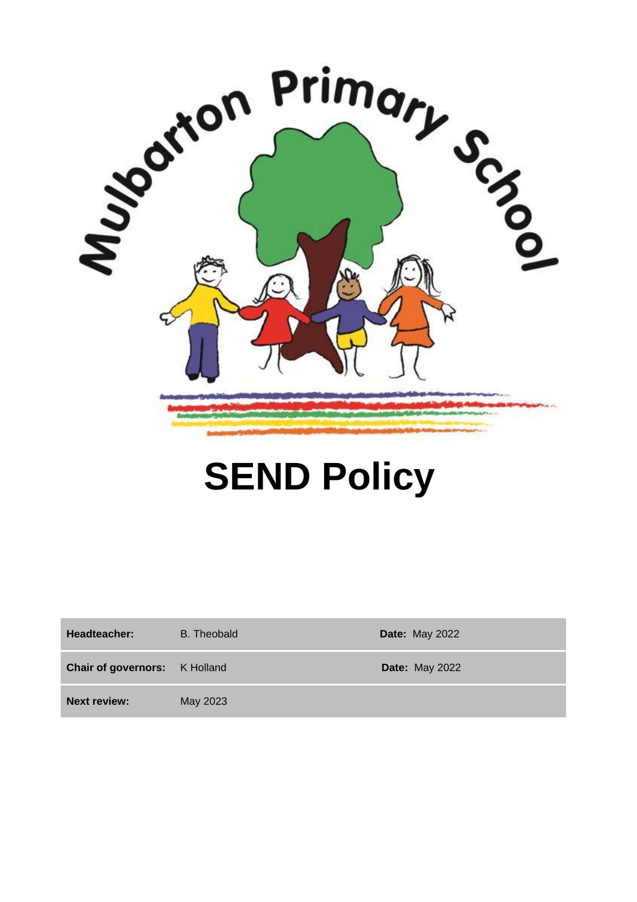Mulbarton Primary School

# SEND Policy

| | | | |
|---|---|---|---|
| **Headteacher:** | B. Theobald | **Date:** May 2022 | |
| **Chair of governors:** | K Holland | **Date:** May 2022 | |
| **Next review:** | May 2023 | | |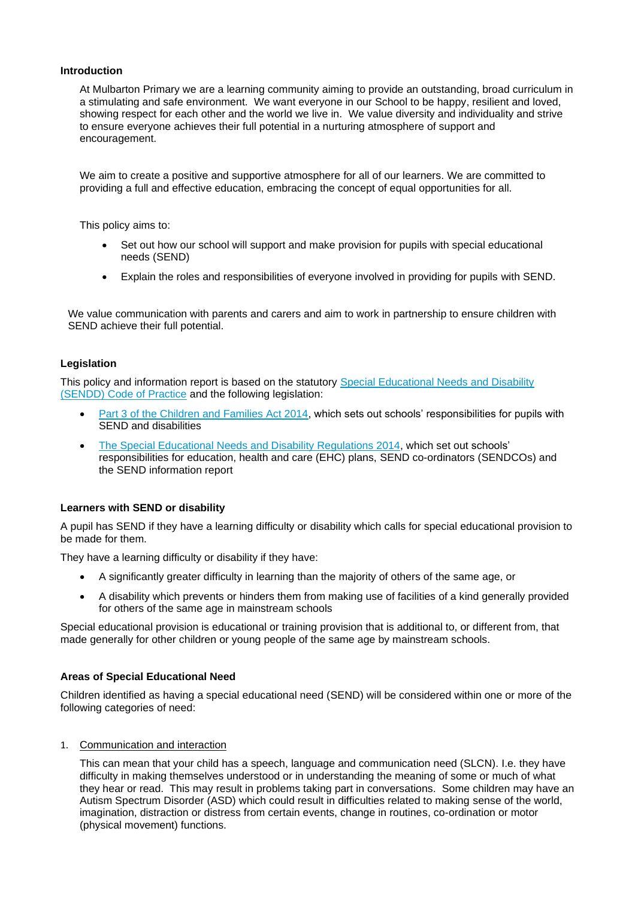**Introduction**

At Mulbarton Primary we are a learning community aiming to provide an outstanding, broad curriculum in a stimulating and safe environment. We want everyone in our School to be happy, resilient and loved, showing respect for each other and the world we live in. We value diversity and individuality and strive to ensure everyone achieves their full potential in a nurturing atmosphere of support and encouragement.

We aim to create a positive and supportive atmosphere for all of our learners. We are committed to providing a full and effective education, embracing the concept of equal opportunities for all.

This policy aims to:

- Set out how our school will support and make provision for pupils with special educational needs (SEND)
- Explain the roles and responsibilities of everyone involved in providing for pupils with SEND.

We value communication with parents and carers and aim to work in partnership to ensure children with SEND achieve their full potential.

**Legislation**

This policy and information report is based on the statutory Special Educational Needs and Disability (SENDD) Code of Practice and the following legislation:

- Part 3 of the Children and Families Act 2014, which sets out schools' responsibilities for pupils with SEND and disabilities
- The Special Educational Needs and Disability Regulations 2014, which set out schools' responsibilities for education, health and care (EHC) plans, SEND co-ordinators (SENDCOs) and the SEND information report

**Learners with SEND or disability**

A pupil has SEND if they have a learning difficulty or disability which calls for special educational provision to be made for them.

They have a learning difficulty or disability if they have:

- A significantly greater difficulty in learning than the majority of others of the same age, or
- A disability which prevents or hinders them from making use of facilities of a kind generally provided for others of the same age in mainstream schools

Special educational provision is educational or training provision that is additional to, or different from, that made generally for other children or young people of the same age by mainstream schools.

**Areas of Special Educational Need**

Children identified as having a special educational need (SEND) will be considered within one or more of the following categories of need:

1. Communication and interaction

   This can mean that your child has a speech, language and communication need (SLCN). I.e. they have difficulty in making themselves understood or in understanding the meaning of some or much of what they hear or read. This may result in problems taking part in conversations. Some children may have an Autism Spectrum Disorder (ASD) which could result in difficulties related to making sense of the world, imagination, distraction or distress from certain events, change in routines, co-ordination or motor (physical movement) functions.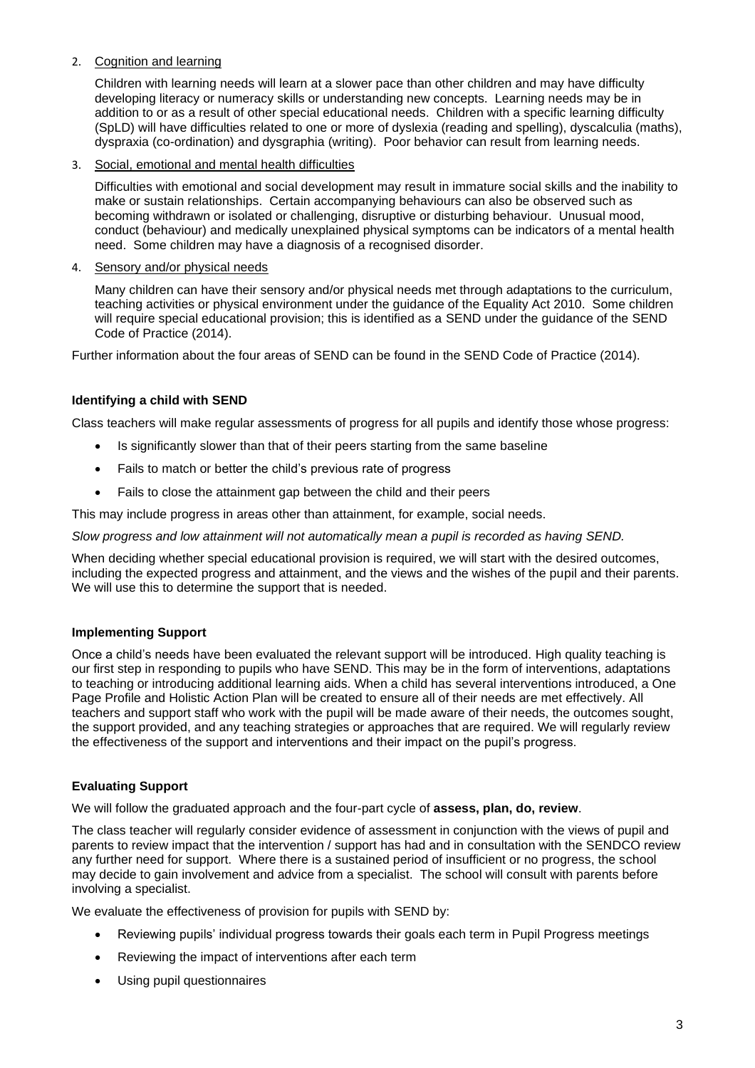2. Cognition and learning

   Children with learning needs will learn at a slower pace than other children and may have difficulty developing literacy or numeracy skills or understanding new concepts. Learning needs may be in addition to or as a result of other special educational needs. Children with a specific learning difficulty (SpLD) will have difficulties related to one or more of dyslexia (reading and spelling), dyscalculia (maths), dyspraxia (co-ordination) and dysgraphia (writing). Poor behavior can result from learning needs.

3. Social, emotional and mental health difficulties

   Difficulties with emotional and social development may result in immature social skills and the inability to make or sustain relationships. Certain accompanying behaviours can also be observed such as becoming withdrawn or isolated or challenging, disruptive or disturbing behaviour. Unusual mood, conduct (behaviour) and medically unexplained physical symptoms can be indicators of a mental health need. Some children may have a diagnosis of a recognised disorder.

4. Sensory and/or physical needs

   Many children can have their sensory and/or physical needs met through adaptations to the curriculum, teaching activities or physical environment under the guidance of the Equality Act 2010. Some children will require special educational provision; this is identified as a SEND under the guidance of the SEND Code of Practice (2014).

Further information about the four areas of SEND can be found in the SEND Code of Practice (2014).

**Identifying a child with SEND**

Class teachers will make regular assessments of progress for all pupils and identify those whose progress:

- Is significantly slower than that of their peers starting from the same baseline
- Fails to match or better the child's previous rate of progress
- Fails to close the attainment gap between the child and their peers

This may include progress in areas other than attainment, for example, social needs.

*Slow progress and low attainment will not automatically mean a pupil is recorded as having SEND.*

When deciding whether special educational provision is required, we will start with the desired outcomes, including the expected progress and attainment, and the views and the wishes of the pupil and their parents. We will use this to determine the support that is needed.

**Implementing Support**

Once a child's needs have been evaluated the relevant support will be introduced. High quality teaching is our first step in responding to pupils who have SEND. This may be in the form of interventions, adaptations to teaching or introducing additional learning aids. When a child has several interventions introduced, a One Page Profile and Holistic Action Plan will be created to ensure all of their needs are met effectively. All teachers and support staff who work with the pupil will be made aware of their needs, the outcomes sought, the support provided, and any teaching strategies or approaches that are required. We will regularly review the effectiveness of the support and interventions and their impact on the pupil's progress.

**Evaluating Support**

We will follow the graduated approach and the four-part cycle of **assess, plan, do, review**.

The class teacher will regularly consider evidence of assessment in conjunction with the views of pupil and parents to review impact that the intervention / support has had and in consultation with the SENDCO review any further need for support. Where there is a sustained period of insufficient or no progress, the school may decide to gain involvement and advice from a specialist. The school will consult with parents before involving a specialist.

We evaluate the effectiveness of provision for pupils with SEND by:

- Reviewing pupils' individual progress towards their goals each term in Pupil Progress meetings
- Reviewing the impact of interventions after each term
- Using pupil questionnaires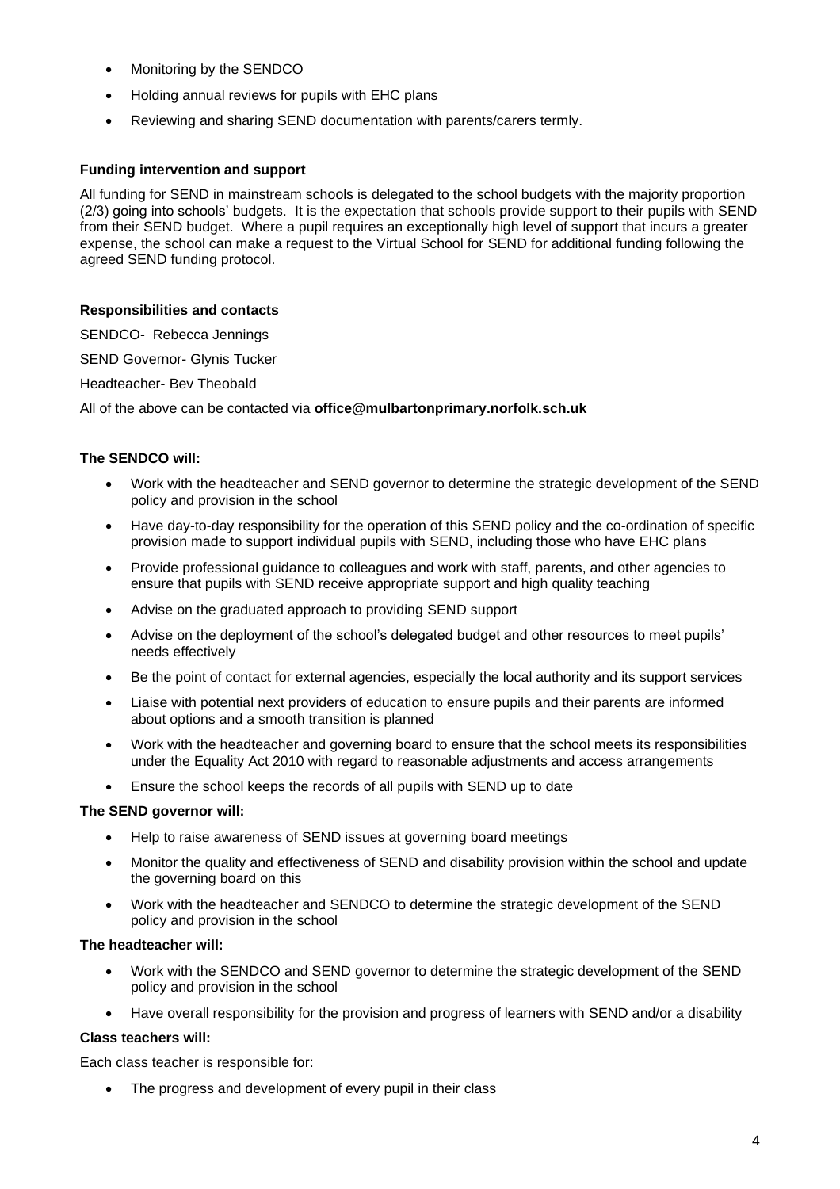- Monitoring by the SENDCO
- Holding annual reviews for pupils with EHC plans
- Reviewing and sharing SEND documentation with parents/carers termly.

**Funding intervention and support**

All funding for SEND in mainstream schools is delegated to the school budgets with the majority proportion (2/3) going into schools' budgets. It is the expectation that schools provide support to their pupils with SEND from their SEND budget. Where a pupil requires an exceptionally high level of support that incurs a greater expense, the school can make a request to the Virtual School for SEND for additional funding following the agreed SEND funding protocol.

**Responsibilities and contacts**

SENDCO- Rebecca Jennings

SEND Governor- Glynis Tucker

Headteacher- Bev Theobald

All of the above can be contacted via **office@mulbartonprimary.norfolk.sch.uk**

**The SENDCO will:**

- Work with the headteacher and SEND governor to determine the strategic development of the SEND policy and provision in the school
- Have day-to-day responsibility for the operation of this SEND policy and the co-ordination of specific provision made to support individual pupils with SEND, including those who have EHC plans
- Provide professional guidance to colleagues and work with staff, parents, and other agencies to ensure that pupils with SEND receive appropriate support and high quality teaching
- Advise on the graduated approach to providing SEND support
- Advise on the deployment of the school's delegated budget and other resources to meet pupils' needs effectively
- Be the point of contact for external agencies, especially the local authority and its support services
- Liaise with potential next providers of education to ensure pupils and their parents are informed about options and a smooth transition is planned
- Work with the headteacher and governing board to ensure that the school meets its responsibilities under the Equality Act 2010 with regard to reasonable adjustments and access arrangements
- Ensure the school keeps the records of all pupils with SEND up to date

**The SEND governor will:**

- Help to raise awareness of SEND issues at governing board meetings
- Monitor the quality and effectiveness of SEND and disability provision within the school and update the governing board on this
- Work with the headteacher and SENDCO to determine the strategic development of the SEND policy and provision in the school

**The headteacher will:**

- Work with the SENDCO and SEND governor to determine the strategic development of the SEND policy and provision in the school
- Have overall responsibility for the provision and progress of learners with SEND and/or a disability

**Class teachers will:**

Each class teacher is responsible for:

- The progress and development of every pupil in their class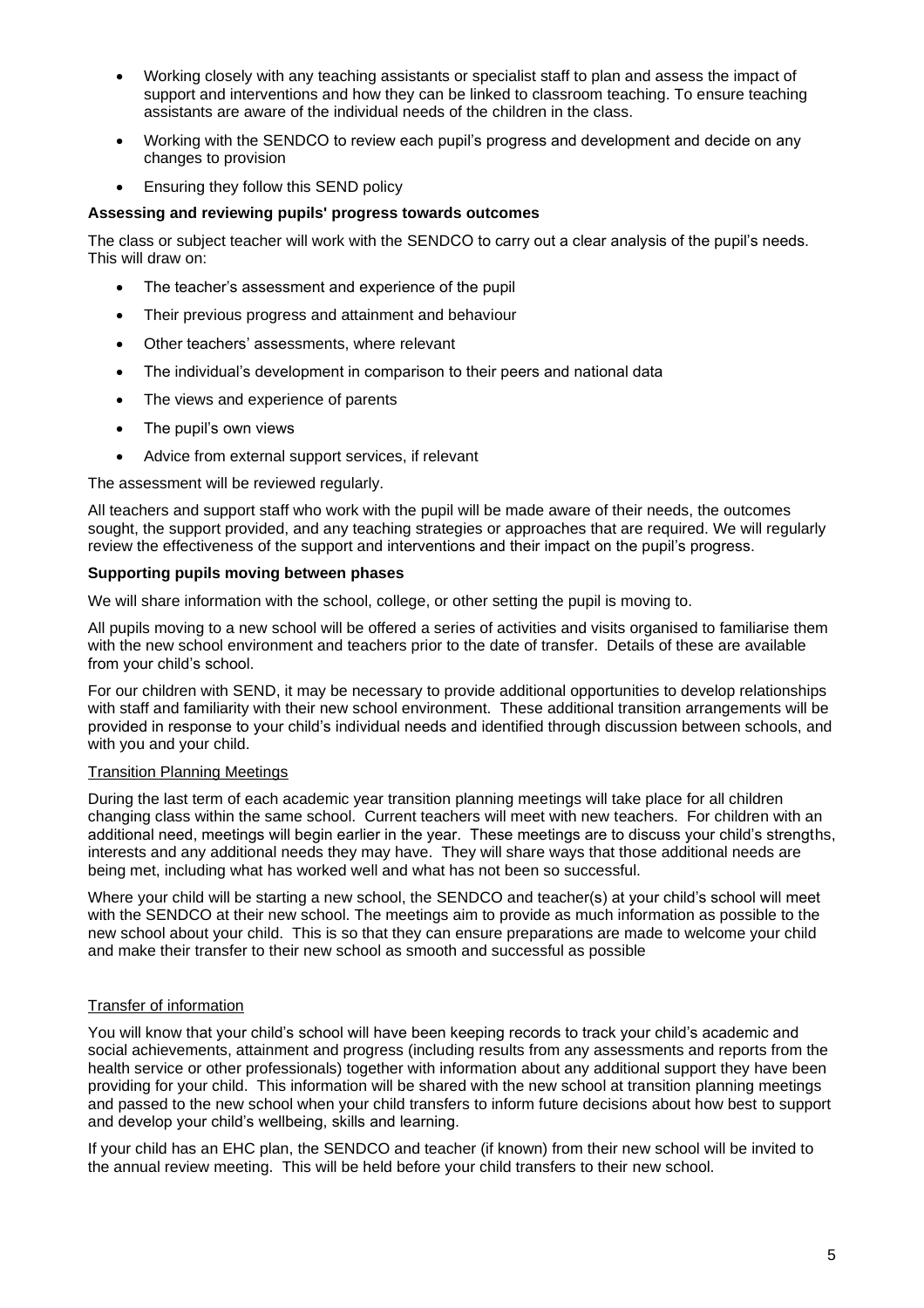- Working closely with any teaching assistants or specialist staff to plan and assess the impact of support and interventions and how they can be linked to classroom teaching. To ensure teaching assistants are aware of the individual needs of the children in the class.
- Working with the SENDCO to review each pupil's progress and development and decide on any changes to provision
- Ensuring they follow this SEND policy

**Assessing and reviewing pupils' progress towards outcomes**

The class or subject teacher will work with the SENDCO to carry out a clear analysis of the pupil's needs. This will draw on:

- The teacher's assessment and experience of the pupil
- Their previous progress and attainment and behaviour
- Other teachers' assessments, where relevant
- The individual's development in comparison to their peers and national data
- The views and experience of parents
- The pupil's own views
- Advice from external support services, if relevant

The assessment will be reviewed regularly.

All teachers and support staff who work with the pupil will be made aware of their needs, the outcomes sought, the support provided, and any teaching strategies or approaches that are required. We will regularly review the effectiveness of the support and interventions and their impact on the pupil's progress.

**Supporting pupils moving between phases**

We will share information with the school, college, or other setting the pupil is moving to.

All pupils moving to a new school will be offered a series of activities and visits organised to familiarise them with the new school environment and teachers prior to the date of transfer. Details of these are available from your child's school.

For our children with SEND, it may be necessary to provide additional opportunities to develop relationships with staff and familiarity with their new school environment. These additional transition arrangements will be provided in response to your child's individual needs and identified through discussion between schools, and with you and your child.

Transition Planning Meetings

During the last term of each academic year transition planning meetings will take place for all children changing class within the same school. Current teachers will meet with new teachers. For children with an additional need, meetings will begin earlier in the year. These meetings are to discuss your child's strengths, interests and any additional needs they may have. They will share ways that those additional needs are being met, including what has worked well and what has not been so successful.

Where your child will be starting a new school, the SENDCO and teacher(s) at your child's school will meet with the SENDCO at their new school. The meetings aim to provide as much information as possible to the new school about your child. This is so that they can ensure preparations are made to welcome your child and make their transfer to their new school as smooth and successful as possible

Transfer of information

You will know that your child's school will have been keeping records to track your child's academic and social achievements, attainment and progress (including results from any assessments and reports from the health service or other professionals) together with information about any additional support they have been providing for your child. This information will be shared with the new school at transition planning meetings and passed to the new school when your child transfers to inform future decisions about how best to support and develop your child's wellbeing, skills and learning.

If your child has an EHC plan, the SENDCO and teacher (if known) from their new school will be invited to the annual review meeting. This will be held before your child transfers to their new school.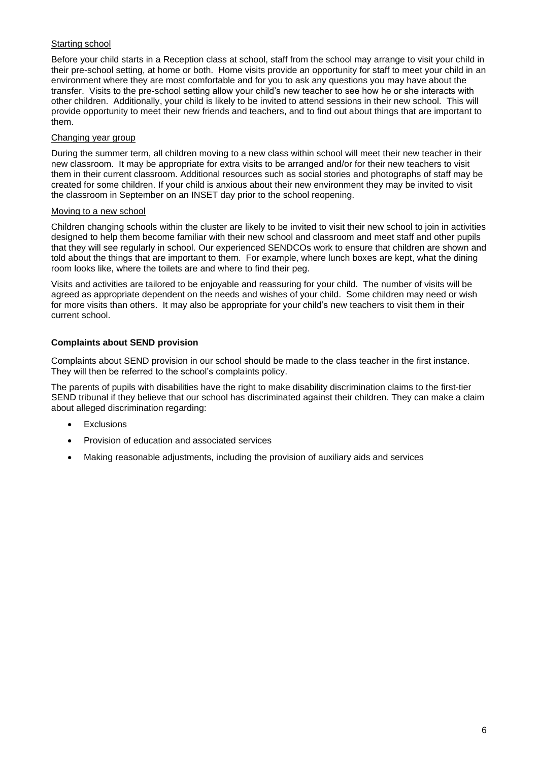Starting school

Before your child starts in a Reception class at school, staff from the school may arrange to visit your child in their pre-school setting, at home or both. Home visits provide an opportunity for staff to meet your child in an environment where they are most comfortable and for you to ask any questions you may have about the transfer. Visits to the pre-school setting allow your child's new teacher to see how he or she interacts with other children. Additionally, your child is likely to be invited to attend sessions in their new school. This will provide opportunity to meet their new friends and teachers, and to find out about things that are important to them.

Changing year group

During the summer term, all children moving to a new class within school will meet their new teacher in their new classroom. It may be appropriate for extra visits to be arranged and/or for their new teachers to visit them in their current classroom. Additional resources such as social stories and photographs of staff may be created for some children. If your child is anxious about their new environment they may be invited to visit the classroom in September on an INSET day prior to the school reopening.

Moving to a new school

Children changing schools within the cluster are likely to be invited to visit their new school to join in activities designed to help them become familiar with their new school and classroom and meet staff and other pupils that they will see regularly in school. Our experienced SENDCOs work to ensure that children are shown and told about the things that are important to them. For example, where lunch boxes are kept, what the dining room looks like, where the toilets are and where to find their peg.

Visits and activities are tailored to be enjoyable and reassuring for your child. The number of visits will be agreed as appropriate dependent on the needs and wishes of your child. Some children may need or wish for more visits than others. It may also be appropriate for your child's new teachers to visit them in their current school.

**Complaints about SEND provision**

Complaints about SEND provision in our school should be made to the class teacher in the first instance. They will then be referred to the school's complaints policy.

The parents of pupils with disabilities have the right to make disability discrimination claims to the first-tier SEND tribunal if they believe that our school has discriminated against their children. They can make a claim about alleged discrimination regarding:

- Exclusions
- Provision of education and associated services
- Making reasonable adjustments, including the provision of auxiliary aids and services